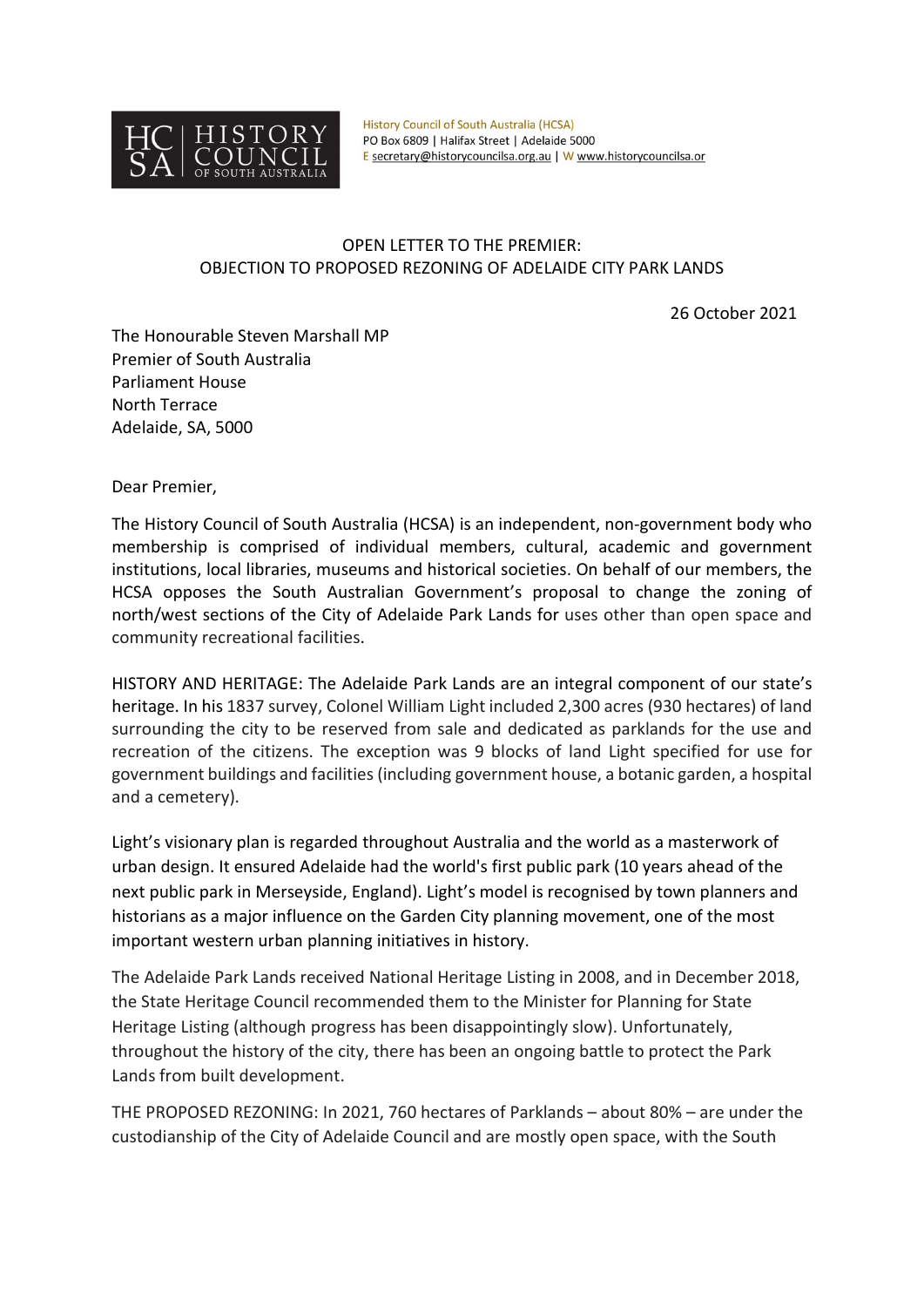History Council of South Australia (HCSA)
PO Box 6809 | Halifax Street | Adelaide 5000
E secretary@historycouncilsa.org.au | W www.historycouncilsa.or

# OPEN LETTER TO THE PREMIER: OBJECTION TO PROPOSED REZONING OF ADELAIDE CITY PARK LANDS

26 October 2021

The Honourable Steven Marshall MP
Premier of South Australia
Parliament House
North Terrace
Adelaide, SA, 5000

Dear Premier,

The History Council of South Australia (HCSA) is an independent, non-government body who membership is comprised of individual members, cultural, academic and government institutions, local libraries, museums and historical societies. On behalf of our members, the HCSA opposes the South Australian Government's proposal to change the zoning of north/west sections of the City of Adelaide Park Lands for uses other than open space and community recreational facilities.

HISTORY AND HERITAGE: The Adelaide Park Lands are an integral component of our state's heritage. In his 1837 survey, Colonel William Light included 2,300 acres (930 hectares) of land surrounding the city to be reserved from sale and dedicated as parklands for the use and recreation of the citizens. The exception was 9 blocks of land Light specified for use for government buildings and facilities (including government house, a botanic garden, a hospital and a cemetery).

Light's visionary plan is regarded throughout Australia and the world as a masterwork of urban design. It ensured Adelaide had the world's first public park (10 years ahead of the next public park in Merseyside, England). Light's model is recognised by town planners and historians as a major influence on the Garden City planning movement, one of the most important western urban planning initiatives in history.

The Adelaide Park Lands received National Heritage Listing in 2008, and in December 2018, the State Heritage Council recommended them to the Minister for Planning for State Heritage Listing (although progress has been disappointingly slow). Unfortunately, throughout the history of the city, there has been an ongoing battle to protect the Park Lands from built development.

THE PROPOSED REZONING: In 2021, 760 hectares of Parklands – about 80% – are under the custodianship of the City of Adelaide Council and are mostly open space, with the South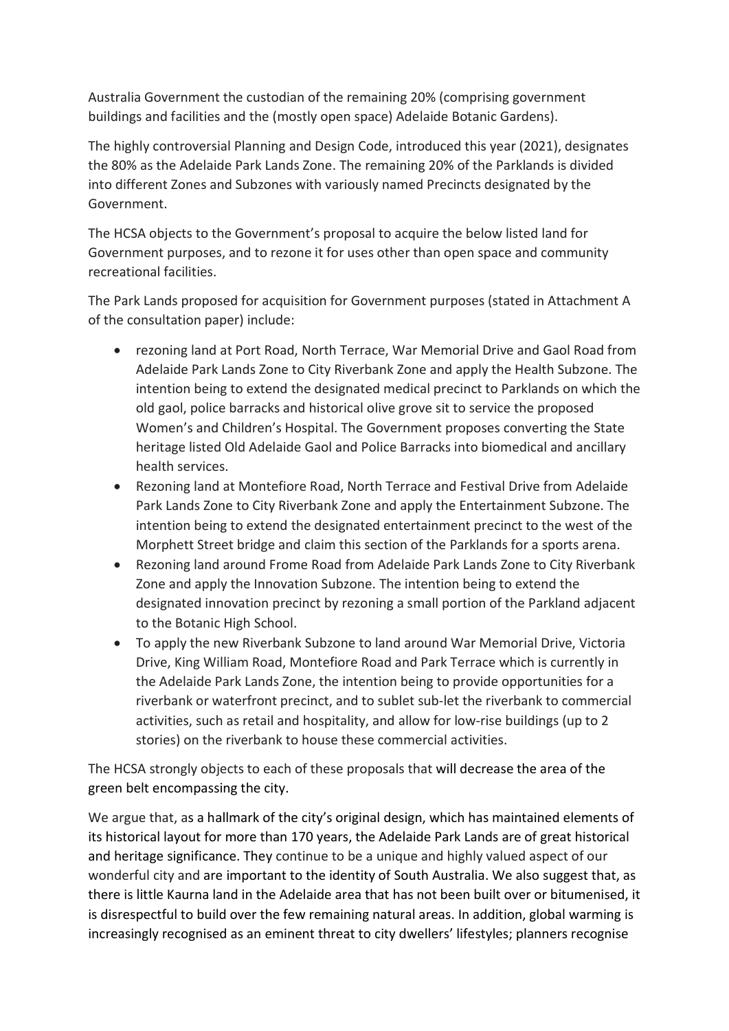Australia Government the custodian of the remaining 20% (comprising government buildings and facilities and the (mostly open space) Adelaide Botanic Gardens).

The highly controversial Planning and Design Code, introduced this year (2021), designates the 80% as the Adelaide Park Lands Zone. The remaining 20% of the Parklands is divided into different Zones and Subzones with variously named Precincts designated by the Government.

The HCSA objects to the Government's proposal to acquire the below listed land for Government purposes, and to rezone it for uses other than open space and community recreational facilities.

The Park Lands proposed for acquisition for Government purposes (stated in Attachment A of the consultation paper) include:

- rezoning land at Port Road, North Terrace, War Memorial Drive and Gaol Road from Adelaide Park Lands Zone to City Riverbank Zone and apply the Health Subzone. The intention being to extend the designated medical precinct to Parklands on which the old gaol, police barracks and historical olive grove sit to service the proposed Women's and Children's Hospital. The Government proposes converting the State heritage listed Old Adelaide Gaol and Police Barracks into biomedical and ancillary health services.
- Rezoning land at Montefiore Road, North Terrace and Festival Drive from Adelaide Park Lands Zone to City Riverbank Zone and apply the Entertainment Subzone. The intention being to extend the designated entertainment precinct to the west of the Morphett Street bridge and claim this section of the Parklands for a sports arena.
- Rezoning land around Frome Road from Adelaide Park Lands Zone to City Riverbank Zone and apply the Innovation Subzone. The intention being to extend the designated innovation precinct by rezoning a small portion of the Parkland adjacent to the Botanic High School.
- To apply the new Riverbank Subzone to land around War Memorial Drive, Victoria Drive, King William Road, Montefiore Road and Park Terrace which is currently in the Adelaide Park Lands Zone, the intention being to provide opportunities for a riverbank or waterfront precinct, and to sublet sub-let the riverbank to commercial activities, such as retail and hospitality, and allow for low-rise buildings (up to 2 stories) on the riverbank to house these commercial activities.

The HCSA strongly objects to each of these proposals that will decrease the area of the green belt encompassing the city.

We argue that, as a hallmark of the city's original design, which has maintained elements of its historical layout for more than 170 years, the Adelaide Park Lands are of great historical and heritage significance. They continue to be a unique and highly valued aspect of our wonderful city and are important to the identity of South Australia. We also suggest that, as there is little Kaurna land in the Adelaide area that has not been built over or bitumenised, it is disrespectful to build over the few remaining natural areas. In addition, global warming is increasingly recognised as an eminent threat to city dwellers' lifestyles; planners recognise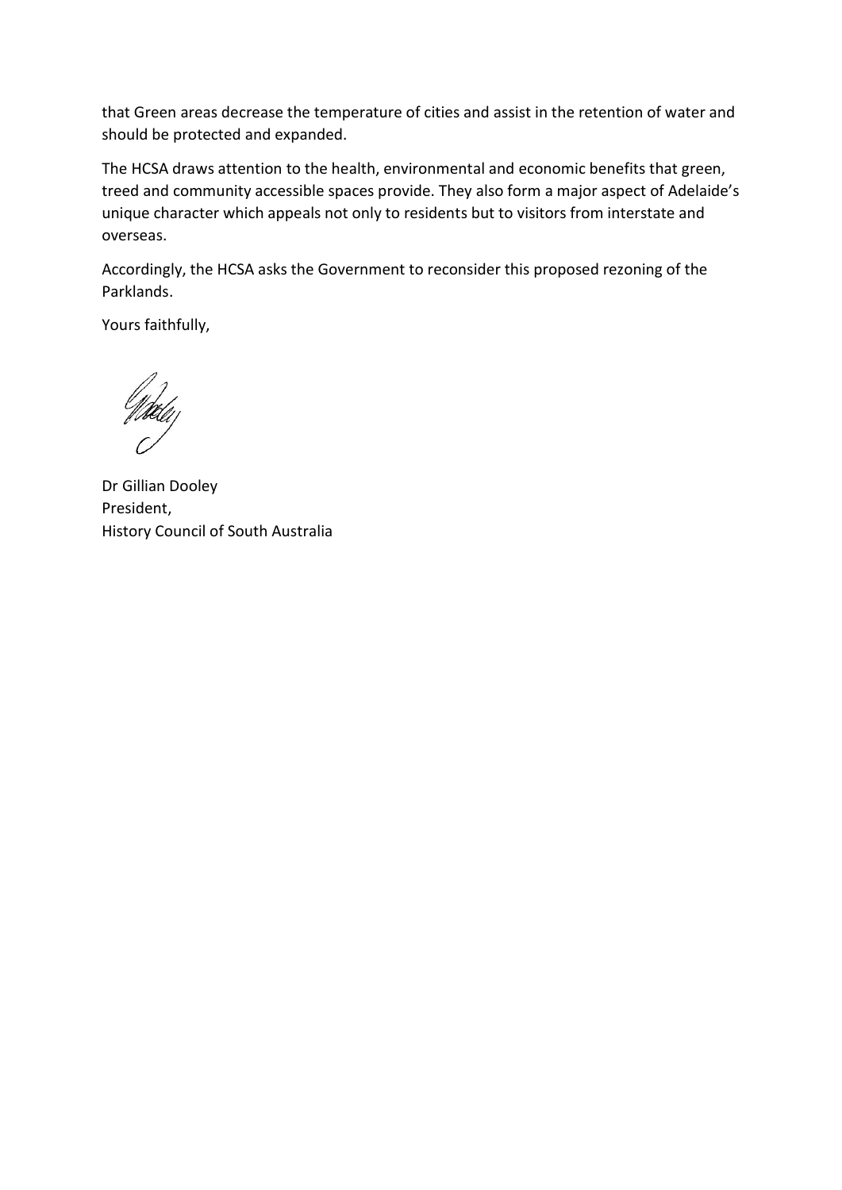that Green areas decrease the temperature of cities and assist in the retention of water and should be protected and expanded.

The HCSA draws attention to the health, environmental and economic benefits that green, treed and community accessible spaces provide. They also form a major aspect of Adelaide's unique character which appeals not only to residents but to visitors from interstate and overseas.

Accordingly, the HCSA asks the Government to reconsider this proposed rezoning of the Parklands.

Yours faithfully,

Dr Gillian Dooley
President,
History Council of South Australia